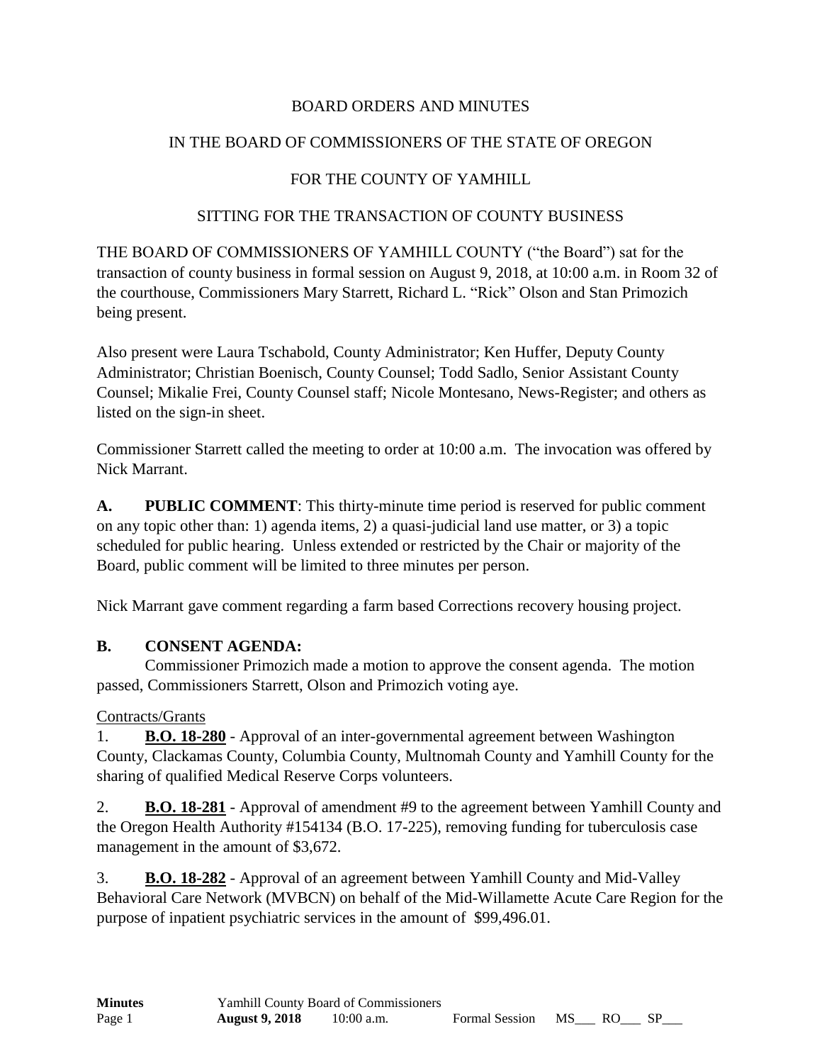BOARD ORDERS AND MINUTES

IN THE BOARD OF COMMISSIONERS OF THE STATE OF OREGON

FOR THE COUNTY OF YAMHILL

SITTING FOR THE TRANSACTION OF COUNTY BUSINESS

THE BOARD OF COMMISSIONERS OF YAMHILL COUNTY ("the Board") sat for the transaction of county business in formal session on August 9, 2018, at 10:00 a.m. in Room 32 of the courthouse, Commissioners Mary Starrett, Richard L. "Rick" Olson and Stan Primozich being present.

Also present were Laura Tschabold, County Administrator; Ken Huffer, Deputy County Administrator; Christian Boenisch, County Counsel; Todd Sadlo, Senior Assistant County Counsel; Mikalie Frei, County Counsel staff; Nicole Montesano, News-Register; and others as listed on the sign-in sheet.

Commissioner Starrett called the meeting to order at 10:00 a.m. The invocation was offered by Nick Marrant.

**A. PUBLIC COMMENT**: This thirty-minute time period is reserved for public comment on any topic other than: 1) agenda items, 2) a quasi-judicial land use matter, or 3) a topic scheduled for public hearing. Unless extended or restricted by the Chair or majority of the Board, public comment will be limited to three minutes per person.

Nick Marrant gave comment regarding a farm based Corrections recovery housing project.

**B. CONSENT AGENDA:**

Commissioner Primozich made a motion to approve the consent agenda. The motion passed, Commissioners Starrett, Olson and Primozich voting aye.

Contracts/Grants

1. **B.O. 18-280** - Approval of an inter-governmental agreement between Washington County, Clackamas County, Columbia County, Multnomah County and Yamhill County for the sharing of qualified Medical Reserve Corps volunteers.

2. **B.O. 18-281** - Approval of amendment #9 to the agreement between Yamhill County and the Oregon Health Authority #154134 (B.O. 17-225), removing funding for tuberculosis case management in the amount of $3,672.

3. **B.O. 18-282** - Approval of an agreement between Yamhill County and Mid-Valley Behavioral Care Network (MVBCN) on behalf of the Mid-Willamette Acute Care Region for the purpose of inpatient psychiatric services in the amount of $99,496.01.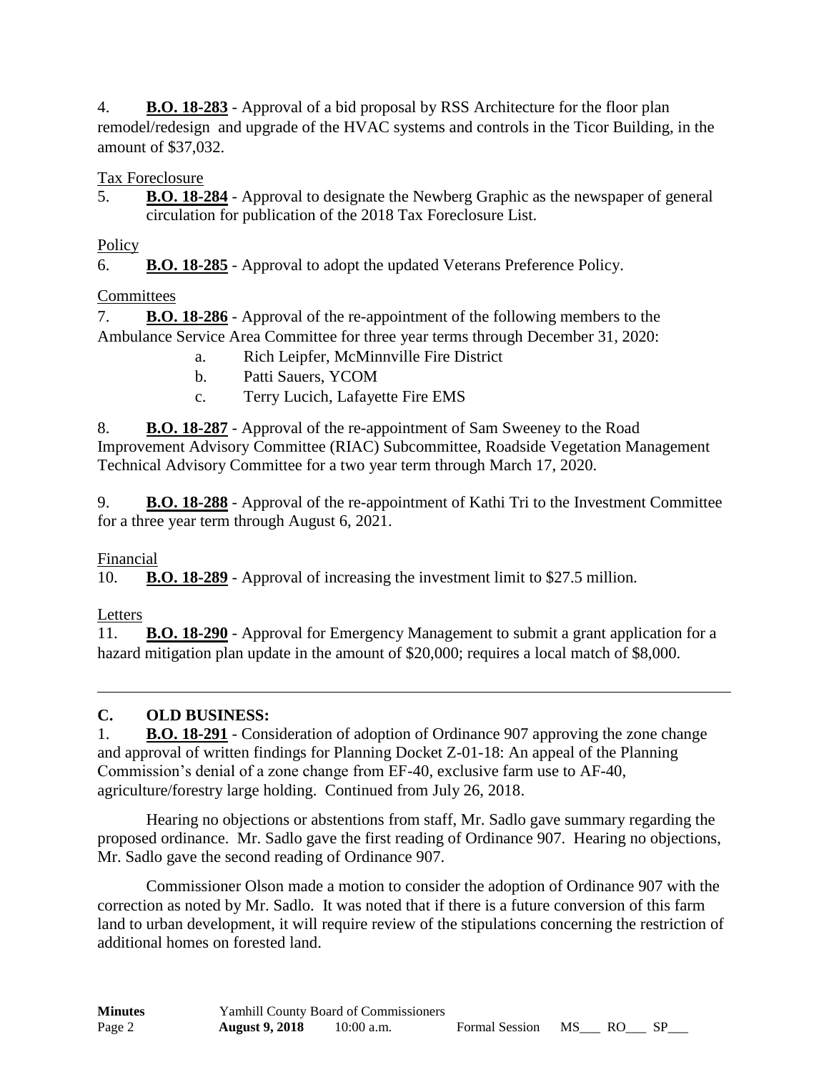4. **B.O. 18-283** - Approval of a bid proposal by RSS Architecture for the floor plan remodel/redesign and upgrade of the HVAC systems and controls in the Ticor Building, in the amount of $37,032.

Tax Foreclosure

5. **B.O. 18-284** - Approval to designate the Newberg Graphic as the newspaper of general circulation for publication of the 2018 Tax Foreclosure List.

Policy

6. **B.O. 18-285** - Approval to adopt the updated Veterans Preference Policy.

Committees

7. **B.O. 18-286** - Approval of the re-appointment of the following members to the Ambulance Service Area Committee for three year terms through December 31, 2020:
   a. Rich Leipfer, McMinnville Fire District
   b. Patti Sauers, YCOM
   c. Terry Lucich, Lafayette Fire EMS

8. **B.O. 18-287** - Approval of the re-appointment of Sam Sweeney to the Road Improvement Advisory Committee (RIAC) Subcommittee, Roadside Vegetation Management Technical Advisory Committee for a two year term through March 17, 2020.

9. **B.O. 18-288** - Approval of the re-appointment of Kathi Tri to the Investment Committee for a three year term through August 6, 2021.

Financial

10. **B.O. 18-289** - Approval of increasing the investment limit to $27.5 million.

Letters

11. **B.O. 18-290** - Approval for Emergency Management to submit a grant application for a hazard mitigation plan update in the amount of $20,000; requires a local match of $8,000.

---

## C. OLD BUSINESS:

1. **B.O. 18-291** - Consideration of adoption of Ordinance 907 approving the zone change and approval of written findings for Planning Docket Z-01-18: An appeal of the Planning Commission's denial of a zone change from EF-40, exclusive farm use to AF-40, agriculture/forestry large holding. Continued from July 26, 2018.

Hearing no objections or abstentions from staff, Mr. Sadlo gave summary regarding the proposed ordinance. Mr. Sadlo gave the first reading of Ordinance 907. Hearing no objections, Mr. Sadlo gave the second reading of Ordinance 907.

Commissioner Olson made a motion to consider the adoption of Ordinance 907 with the correction as noted by Mr. Sadlo. It was noted that if there is a future conversion of this farm land to urban development, it will require review of the stipulations concerning the restriction of additional homes on forested land.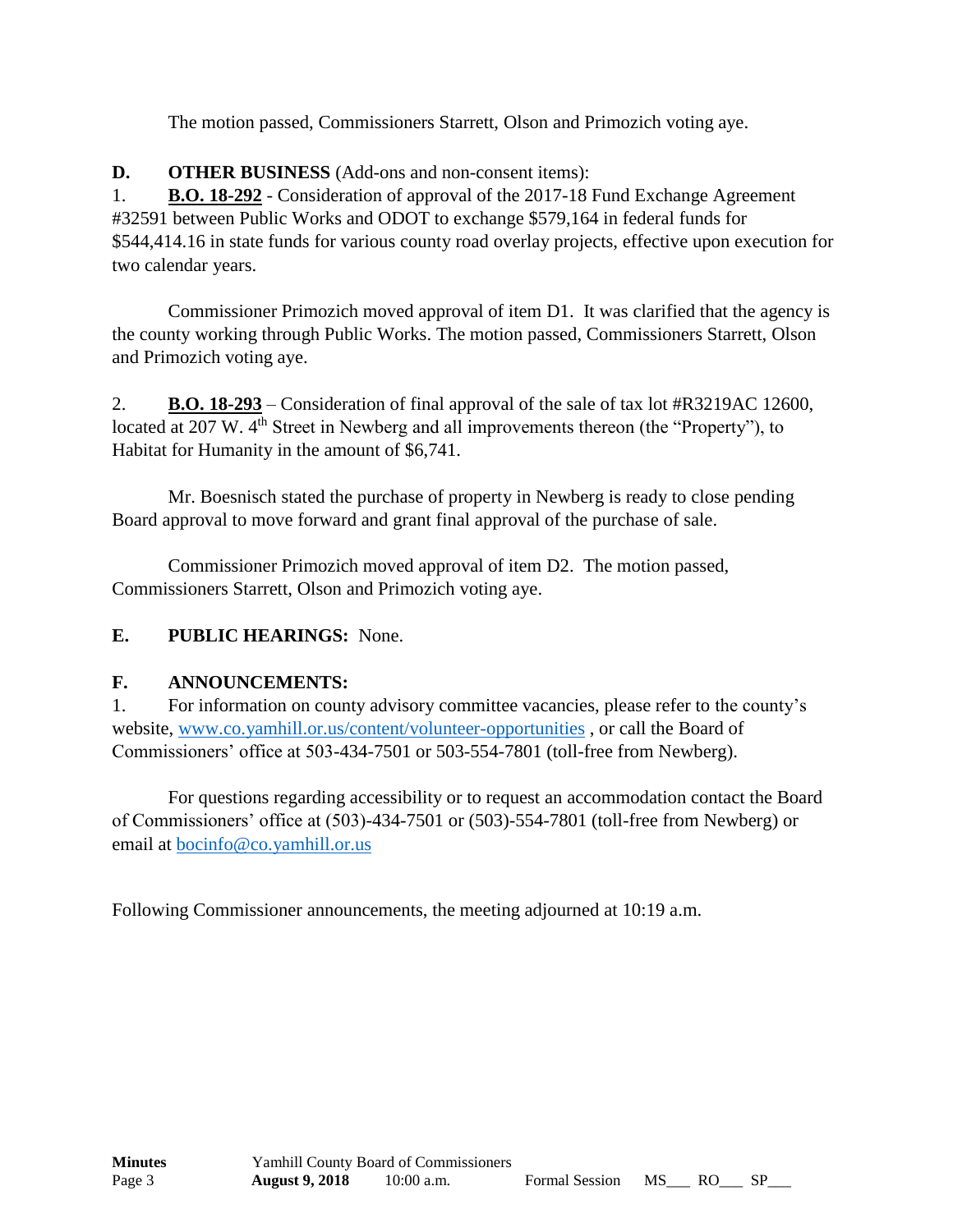The motion passed, Commissioners Starrett, Olson and Primozich voting aye.

**D. OTHER BUSINESS** (Add-ons and non-consent items):

1. **B.O. 18-292** - Consideration of approval of the 2017-18 Fund Exchange Agreement #32591 between Public Works and ODOT to exchange $579,164 in federal funds for $544,414.16 in state funds for various county road overlay projects, effective upon execution for two calendar years.

Commissioner Primozich moved approval of item D1. It was clarified that the agency is the county working through Public Works. The motion passed, Commissioners Starrett, Olson and Primozich voting aye.

2. **B.O. 18-293** – Consideration of final approval of the sale of tax lot #R3219AC 12600, located at 207 W. 4th Street in Newberg and all improvements thereon (the "Property"), to Habitat for Humanity in the amount of $6,741.

Mr. Boesnisch stated the purchase of property in Newberg is ready to close pending Board approval to move forward and grant final approval of the purchase of sale.

Commissioner Primozich moved approval of item D2. The motion passed, Commissioners Starrett, Olson and Primozich voting aye.

**E. PUBLIC HEARINGS:** None.

**F. ANNOUNCEMENTS:**

1. For information on county advisory committee vacancies, please refer to the county's website, www.co.yamhill.or.us/content/volunteer-opportunities , or call the Board of Commissioners' office at 503-434-7501 or 503-554-7801 (toll-free from Newberg).

For questions regarding accessibility or to request an accommodation contact the Board of Commissioners' office at (503)-434-7501 or (503)-554-7801 (toll-free from Newberg) or email at bocinfo@co.yamhill.or.us

Following Commissioner announcements, the meeting adjourned at 10:19 a.m.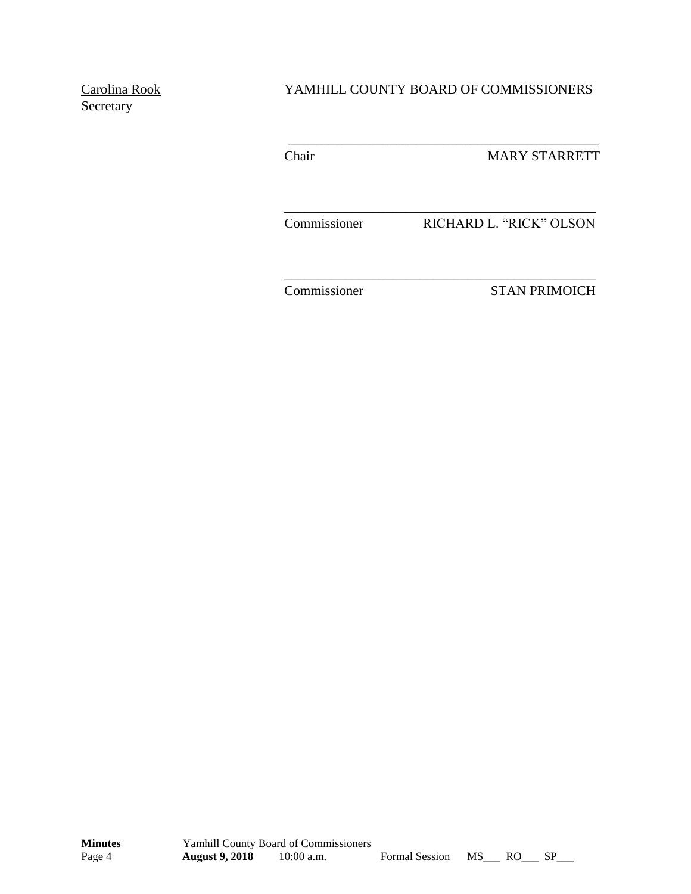Carolina Rook
Secretary

YAMHILL COUNTY BOARD OF COMMISSIONERS

_______________________________________________
Chair MARY STARRETT

_______________________________________________
Commissioner RICHARD L. "RICK" OLSON

_______________________________________________
Commissioner STAN PRIMOICH